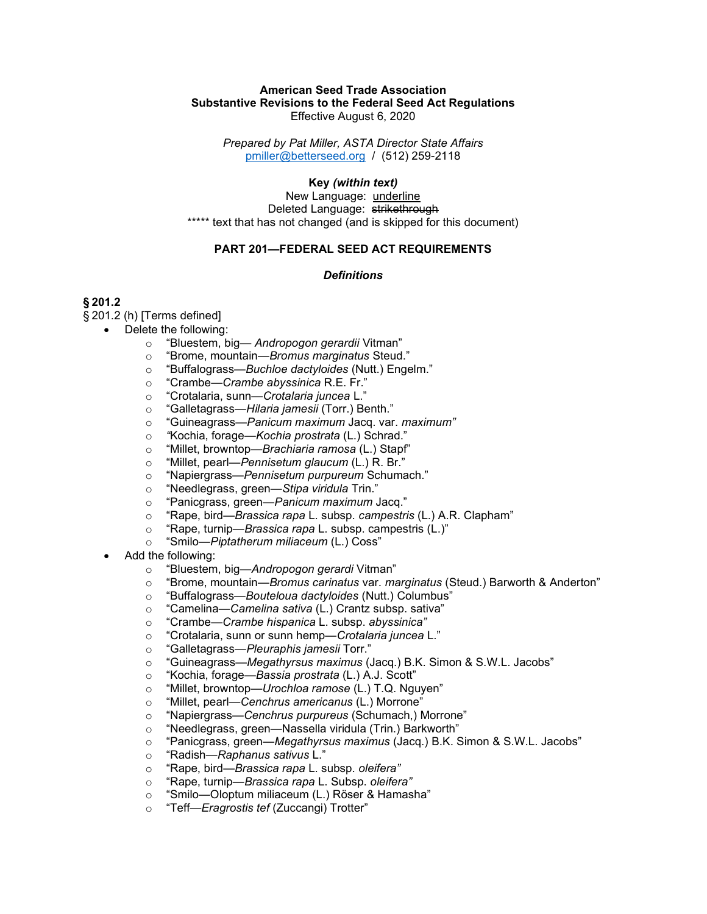**American Seed Trade Association**
**Substantive Revisions to the Federal Seed Act Regulations**
Effective August 6, 2020

*Prepared by Pat Miller, ASTA Director State Affairs*
pmiller@betterseed.org / (512) 259-2118

**Key *(within text)***
New Language: underline
Deleted Language: ~~strikethrough~~
***** text that has not changed (and is skipped for this document)

**PART 201—FEDERAL SEED ACT REQUIREMENTS**

***Definitions***

**§ 201.2**

§ 201.2 (h) [Terms defined]

- Delete the following:
  - "Bluestem, big— *Andropogon gerardii* Vitman"
  - "Brome, mountain—*Bromus marginatus* Steud."
  - "Buffalograss—*Buchloe dactyloides* (Nutt.) Engelm."
  - "Crambe—*Crambe abyssinica* R.E. Fr."
  - "Crotalaria, sunn—*Crotalaria juncea* L."
  - "Galletagrass—*Hilaria jamesii* (Torr.) Benth."
  - "Guineagrass—*Panicum maximum* Jacq. var. *maximum"*
  - *"*Kochia, forage—*Kochia prostrata* (L.) Schrad."
  - "Millet, browntop—*Brachiaria ramosa* (L.) Stapf"
  - "Millet, pearl—*Pennisetum glaucum* (L.) R. Br."
  - "Napiergrass—*Pennisetum purpureum* Schumach."
  - "Needlegrass, green—*Stipa viridula* Trin."
  - "Panicgrass, green—*Panicum maximum* Jacq."
  - "Rape, bird—*Brassica rapa* L. subsp. *campestris* (L.) A.R. Clapham"
  - "Rape, turnip—*Brassica rapa* L. subsp. campestris (L.)"
  - "Smilo—*Piptatherum miliaceum* (L.) Coss"
- Add the following:
  - "Bluestem, big—*Andropogon gerardi* Vitman"
  - "Brome, mountain—*Bromus carinatus* var. *marginatus* (Steud.) Barworth & Anderton"
  - "Buffalograss—*Bouteloua dactyloides* (Nutt.) Columbus"
  - "Camelina—*Camelina sativa* (L.) Crantz subsp. sativa"
  - "Crambe—*Crambe hispanica* L. subsp. *abyssinica"*
  - "Crotalaria, sunn or sunn hemp—*Crotalaria juncea* L."
  - "Galletagrass—*Pleuraphis jamesii* Torr."
  - "Guineagrass—*Megathyrsus maximus* (Jacq.) B.K. Simon & S.W.L. Jacobs"
  - "Kochia, forage—*Bassia prostrata* (L.) A.J. Scott"
  - "Millet, browntop—*Urochloa ramose* (L.) T.Q. Nguyen"
  - "Millet, pearl—*Cenchrus americanus* (L.) Morrone"
  - "Napiergrass—*Cenchrus purpureus* (Schumach,) Morrone"
  - "Needlegrass, green—Nassella viridula (Trin.) Barkworth"
  - "Panicgrass, green—*Megathyrsus maximus* (Jacq.) B.K. Simon & S.W.L. Jacobs"
  - "Radish—*Raphanus sativus* L."
  - "Rape, bird—*Brassica rapa* L. subsp. *oleifera"*
  - "Rape, turnip—*Brassica rapa* L. Subsp. *oleifera"*
  - "Smilo—Oloptum miliaceum (L.) Röser & Hamasha"
  - "Teff—*Eragrostis tef* (Zuccangi) Trotter"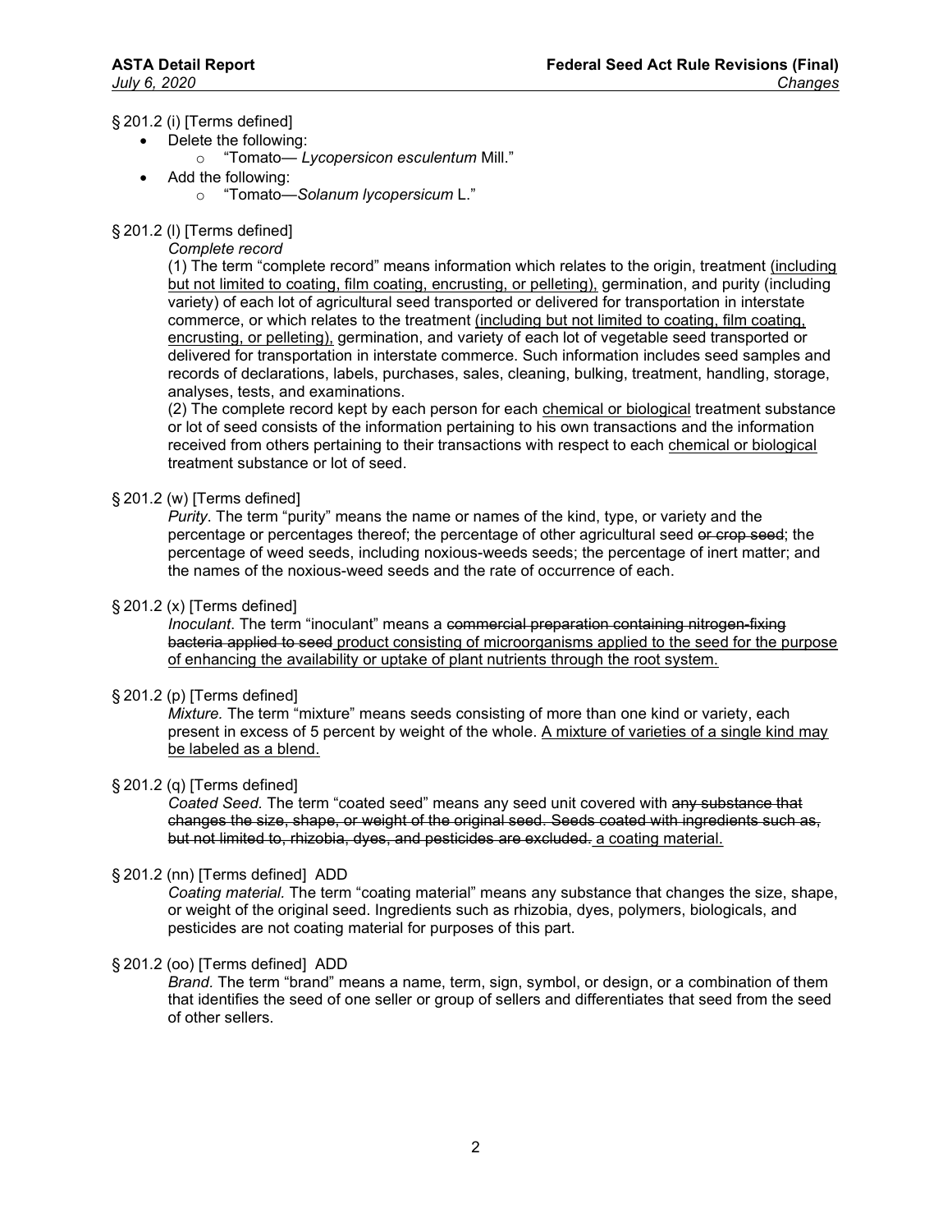§ 201.2 (i) [Terms defined]

- Delete the following:
  - "Tomato— *Lycopersicon esculentum* Mill."
- Add the following:
  - "Tomato—*Solanum lycopersicum* L."

§ 201.2 (l) [Terms defined]

*Complete record*

(1) The term "complete record" means information which relates to the origin, treatment <u>(including but not limited to coating, film coating, encrusting, or pelleting),</u> germination, and purity (including variety) of each lot of agricultural seed transported or delivered for transportation in interstate commerce, or which relates to the treatment <u>(including but not limited to coating, film coating, encrusting, or pelleting),</u> germination, and variety of each lot of vegetable seed transported or delivered for transportation in interstate commerce. Such information includes seed samples and records of declarations, labels, purchases, sales, cleaning, bulking, treatment, handling, storage, analyses, tests, and examinations.

(2) The complete record kept by each person for each <u>chemical or biological</u> treatment substance or lot of seed consists of the information pertaining to his own transactions and the information received from others pertaining to their transactions with respect to each <u>chemical or biological</u> treatment substance or lot of seed.

§ 201.2 (w) [Terms defined]

*Purity*. The term "purity" means the name or names of the kind, type, or variety and the percentage or percentages thereof; the percentage of other agricultural seed ~~or crop seed~~; the percentage of weed seeds, including noxious-weeds seeds; the percentage of inert matter; and the names of the noxious-weed seeds and the rate of occurrence of each.

§ 201.2 (x) [Terms defined]

*Inoculant*. The term "inoculant" means a ~~commercial preparation containing nitrogen-fixing bacteria applied to seed~~ <u>product consisting of microorganisms applied to the seed for the purpose of enhancing the availability or uptake of plant nutrients through the root system.</u>

§ 201.2 (p) [Terms defined]

*Mixture.* The term "mixture" means seeds consisting of more than one kind or variety, each present in excess of 5 percent by weight of the whole. <u>A mixture of varieties of a single kind may be labeled as a blend.</u>

§ 201.2 (q) [Terms defined]

*Coated Seed.* The term "coated seed" means any seed unit covered with ~~any substance that changes the size, shape, or weight of the original seed. Seeds coated with ingredients such as, but not limited to, rhizobia, dyes, and pesticides are excluded.~~ <u>a coating material.</u>

§ 201.2 (nn) [Terms defined] ADD

*Coating material.* The term "coating material" means any substance that changes the size, shape, or weight of the original seed. Ingredients such as rhizobia, dyes, polymers, biologicals, and pesticides are not coating material for purposes of this part.

§ 201.2 (oo) [Terms defined] ADD

*Brand.* The term "brand" means a name, term, sign, symbol, or design, or a combination of them that identifies the seed of one seller or group of sellers and differentiates that seed from the seed of other sellers.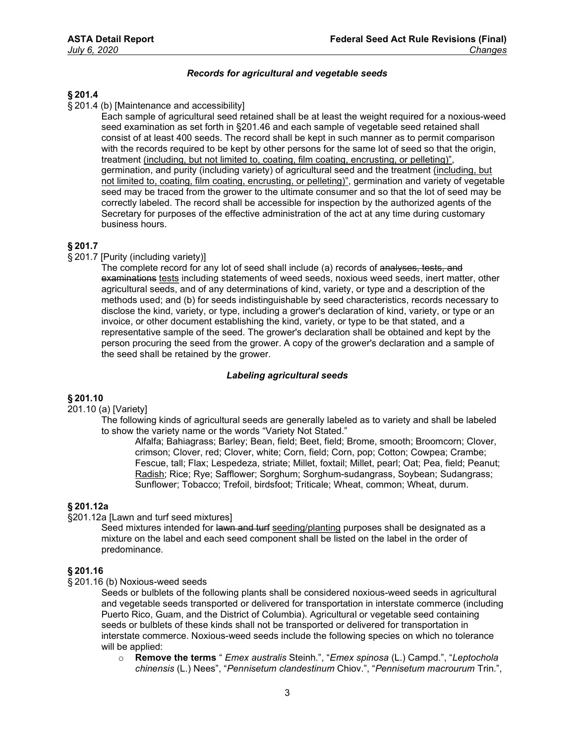### *Records for agricultural and vegetable seeds*

**§ 201.4**

§ 201.4 (b) [Maintenance and accessibility]

Each sample of agricultural seed retained shall be at least the weight required for a noxious-weed seed examination as set forth in §201.46 and each sample of vegetable seed retained shall consist of at least 400 seeds. The record shall be kept in such manner as to permit comparison with the records required to be kept by other persons for the same lot of seed so that the origin, treatment <u>(including, but not limited to, coating, film coating, encrusting, or pelleting)"</u>, germination, and purity (including variety) of agricultural seed and the treatment <u>(including, but not limited to, coating, film coating, encrusting, or pelleting)"</u>, germination and variety of vegetable seed may be traced from the grower to the ultimate consumer and so that the lot of seed may be correctly labeled. The record shall be accessible for inspection by the authorized agents of the Secretary for purposes of the effective administration of the act at any time during customary business hours.

**§ 201.7**

§ 201.7 [Purity (including variety)]

The complete record for any lot of seed shall include (a) records of ~~analyses, tests, and examinations~~ <u>tests</u> including statements of weed seeds, noxious weed seeds, inert matter, other agricultural seeds, and of any determinations of kind, variety, or type and a description of the methods used; and (b) for seeds indistinguishable by seed characteristics, records necessary to disclose the kind, variety, or type, including a grower's declaration of kind, variety, or type or an invoice, or other document establishing the kind, variety, or type to be that stated, and a representative sample of the seed. The grower's declaration shall be obtained and kept by the person procuring the seed from the grower. A copy of the grower's declaration and a sample of the seed shall be retained by the grower.

### *Labeling agricultural seeds*

**§ 201.10**

201.10 (a) [Variety]

The following kinds of agricultural seeds are generally labeled as to variety and shall be labeled to show the variety name or the words "Variety Not Stated."

Alfalfa; Bahiagrass; Barley; Bean, field; Beet, field; Brome, smooth; Broomcorn; Clover, crimson; Clover, red; Clover, white; Corn, field; Corn, pop; Cotton; Cowpea; Crambe; Fescue, tall; Flax; Lespedeza, striate; Millet, foxtail; Millet, pearl; Oat; Pea, field; Peanut; <u>Radish</u>; Rice; Rye; Safflower; Sorghum; Sorghum-sudangrass, Soybean; Sudangrass; Sunflower; Tobacco; Trefoil, birdsfoot; Triticale; Wheat, common; Wheat, durum.

**§ 201.12a**

§201.12a [Lawn and turf seed mixtures]

Seed mixtures intended for ~~lawn and turf~~ <u>seeding/planting</u> purposes shall be designated as a mixture on the label and each seed component shall be listed on the label in the order of predominance.

**§ 201.16**

§ 201.16 (b) Noxious-weed seeds

Seeds or bulblets of the following plants shall be considered noxious-weed seeds in agricultural and vegetable seeds transported or delivered for transportation in interstate commerce (including Puerto Rico, Guam, and the District of Columbia). Agricultural or vegetable seed containing seeds or bulblets of these kinds shall not be transported or delivered for transportation in interstate commerce. Noxious-weed seeds include the following species on which no tolerance will be applied:

- **Remove the terms** " *Emex australis* Steinh.", "*Emex spinosa* (L.) Campd.", "*Leptochola chinensis* (L.) Nees", "*Pennisetum clandestinum* Chiov.", "*Pennisetum macrourum* Trin.",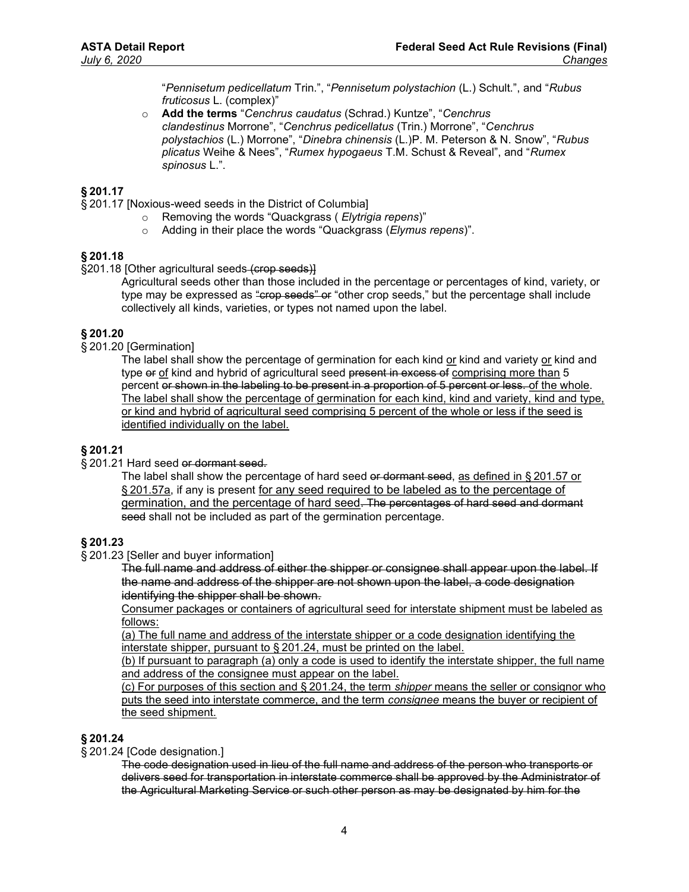"*Pennisetum pedicellatum* Trin.", "*Pennisetum polystachion* (L.) Schult.", and "*Rubus fruticosus* L. (complex)"

- **Add the terms** "*Cenchrus caudatus* (Schrad.) Kuntze", "*Cenchrus clandestinus* Morrone", "*Cenchrus pedicellatus* (Trin.) Morrone", "*Cenchrus polystachios* (L.) Morrone", "*Dinebra chinensis* (L.)P. M. Peterson & N. Snow", "*Rubus plicatus* Weihe & Nees", "*Rumex hypogaeus* T.M. Schust & Reveal", and "*Rumex spinosus* L.".

## § 201.17

§ 201.17 [Noxious-weed seeds in the District of Columbia]

- Removing the words "Quackgrass ( *Elytrigia repens*)"
- Adding in their place the words "Quackgrass (*Elymus repens*)".

## § 201.18

§201.18 [Other agricultural seeds ~~(crop seeds)~~]

Agricultural seeds other than those included in the percentage or percentages of kind, variety, or type may be expressed as ~~"crop seeds" or~~ "other crop seeds," but the percentage shall include collectively all kinds, varieties, or types not named upon the label.

## § 201.20

§ 201.20 [Germination]

The label shall show the percentage of germination for each kind <u>or</u> kind and variety <u>or</u> kind and type ~~or~~ <u>of</u> kind and hybrid of agricultural seed ~~present in excess of~~ <u>comprising more than</u> 5 percent ~~or shown in the labeling to be present in a proportion of 5 percent or less.~~ <u>of the whole</u>. <u>The label shall show the percentage of germination for each kind, kind and variety, kind and type, or kind and hybrid of agricultural seed comprising 5 percent of the whole or less if the seed is identified individually on the label.</u>

## § 201.21

§ 201.21 Hard seed ~~or dormant seed.~~

The label shall show the percentage of hard seed ~~or dormant seed~~, <u>as defined in § 201.57 or § 201.57a</u>, if any is present <u>for any seed required to be labeled as to the percentage of germination, and the percentage of hard seed</u>~~. The percentages of hard seed and dormant seed~~ shall not be included as part of the germination percentage.

## § 201.23

§ 201.23 [Seller and buyer information]

~~The full name and address of either the shipper or consignee shall appear upon the label. If the name and address of the shipper are not shown upon the label, a code designation identifying the shipper shall be shown.~~

<u>Consumer packages or containers of agricultural seed for interstate shipment must be labeled as follows:</u>

<u>(a) The full name and address of the interstate shipper or a code designation identifying the interstate shipper, pursuant to § 201.24, must be printed on the label.</u>

<u>(b) If pursuant to paragraph (a) only a code is used to identify the interstate shipper, the full name and address of the consignee must appear on the label.</u>

<u>(c) For purposes of this section and § 201.24, the term *shipper* means the seller or consignor who puts the seed into interstate commerce, and the term *consignee* means the buyer or recipient of the seed shipment.</u>

## § 201.24

§ 201.24 [Code designation.]

~~The code designation used in lieu of the full name and address of the person who transports or delivers seed for transportation in interstate commerce shall be approved by the Administrator of the Agricultural Marketing Service or such other person as may be designated by him for the~~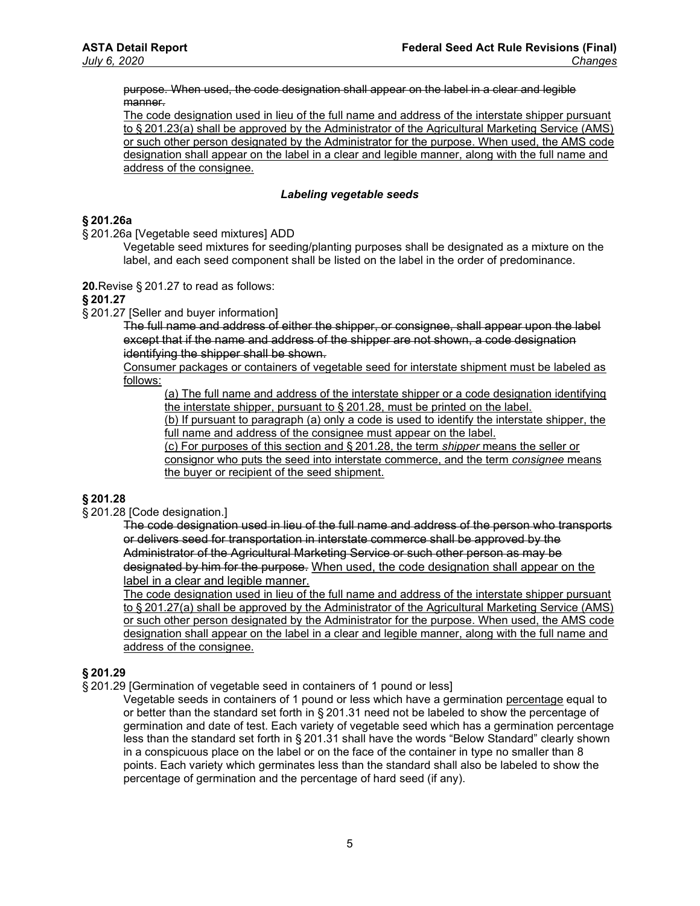~~purpose. When used, the code designation shall appear on the label in a clear and legible manner.~~

<u>The code designation used in lieu of the full name and address of the interstate shipper pursuant to § 201.23(a) shall be approved by the Administrator of the Agricultural Marketing Service (AMS) or such other person designated by the Administrator for the purpose. When used, the AMS code designation shall appear on the label in a clear and legible manner, along with the full name and address of the consignee.</u>

***Labeling vegetable seeds***

**§ 201.26a**

§ 201.26a [Vegetable seed mixtures] ADD

Vegetable seed mixtures for seeding/planting purposes shall be designated as a mixture on the label, and each seed component shall be listed on the label in the order of predominance.

**20.** Revise § 201.27 to read as follows:

**§ 201.27**

§ 201.27 [Seller and buyer information]

~~The full name and address of either the shipper, or consignee, shall appear upon the label except that if the name and address of the shipper are not shown, a code designation identifying the shipper shall be shown.~~

<u>Consumer packages or containers of vegetable seed for interstate shipment must be labeled as follows:</u>

<u>(a) The full name and address of the interstate shipper or a code designation identifying the interstate shipper, pursuant to § 201.28, must be printed on the label.</u>

<u>(b) If pursuant to paragraph (a) only a code is used to identify the interstate shipper, the full name and address of the consignee must appear on the label.</u>

<u>(c) For purposes of this section and § 201.28, the term *shipper* means the seller or consignor who puts the seed into interstate commerce, and the term *consignee* means the buyer or recipient of the seed shipment.</u>

**§ 201.28**

§ 201.28 [Code designation.]

~~The code designation used in lieu of the full name and address of the person who transports or delivers seed for transportation in interstate commerce shall be approved by the Administrator of the Agricultural Marketing Service or such other person as may be designated by him for the purpose.~~ <u>When used, the code designation shall appear on the label in a clear and legible manner.</u>

<u>The code designation used in lieu of the full name and address of the interstate shipper pursuant to § 201.27(a) shall be approved by the Administrator of the Agricultural Marketing Service (AMS) or such other person designated by the Administrator for the purpose. When used, the AMS code designation shall appear on the label in a clear and legible manner, along with the full name and address of the consignee.</u>

**§ 201.29**

§ 201.29 [Germination of vegetable seed in containers of 1 pound or less]

Vegetable seeds in containers of 1 pound or less which have a germination <u>percentage</u> equal to or better than the standard set forth in § 201.31 need not be labeled to show the percentage of germination and date of test. Each variety of vegetable seed which has a germination percentage less than the standard set forth in § 201.31 shall have the words "Below Standard" clearly shown in a conspicuous place on the label or on the face of the container in type no smaller than 8 points. Each variety which germinates less than the standard shall also be labeled to show the percentage of germination and the percentage of hard seed (if any).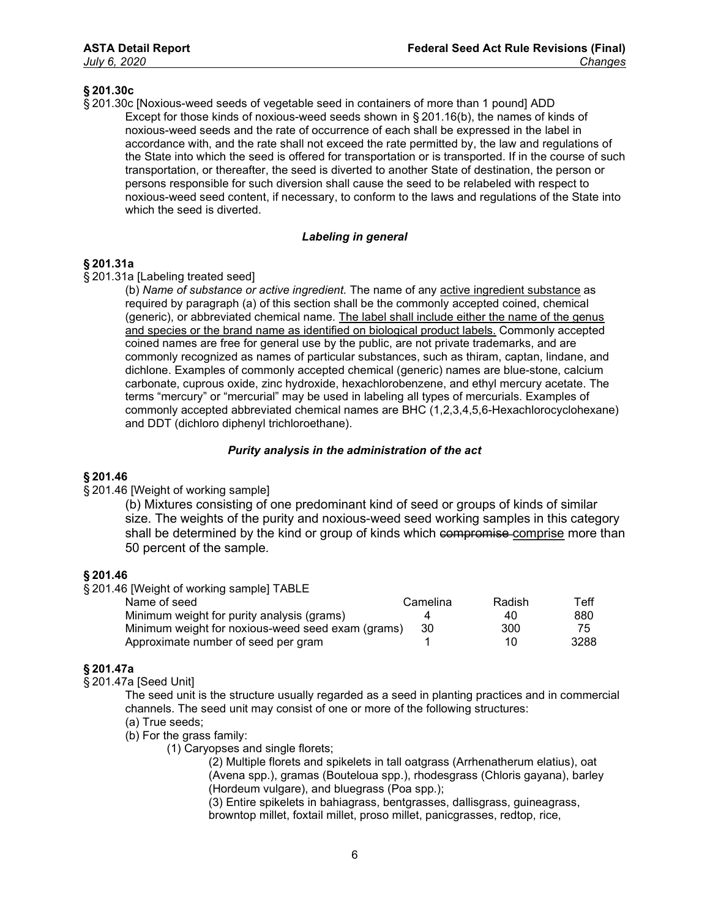### § 201.30c

§ 201.30c [Noxious-weed seeds of vegetable seed in containers of more than 1 pound] ADD

Except for those kinds of noxious-weed seeds shown in § 201.16(b), the names of kinds of noxious-weed seeds and the rate of occurrence of each shall be expressed in the label in accordance with, and the rate shall not exceed the rate permitted by, the law and regulations of the State into which the seed is offered for transportation or is transported. If in the course of such transportation, or thereafter, the seed is diverted to another State of destination, the person or persons responsible for such diversion shall cause the seed to be relabeled with respect to noxious-weed seed content, if necessary, to conform to the laws and regulations of the State into which the seed is diverted.

***Labeling in general***

### § 201.31a

§ 201.31a [Labeling treated seed]

(b) *Name of substance or active ingredient.* The name of any <u>active ingredient</u> <u>substance</u> as required by paragraph (a) of this section shall be the commonly accepted coined, chemical (generic), or abbreviated chemical name. <u>The label shall include either the name of the genus and species or the brand name as identified on biological product labels.</u> Commonly accepted coined names are free for general use by the public, are not private trademarks, and are commonly recognized as names of particular substances, such as thiram, captan, lindane, and dichlone. Examples of commonly accepted chemical (generic) names are blue-stone, calcium carbonate, cuprous oxide, zinc hydroxide, hexachlorobenzene, and ethyl mercury acetate. The terms "mercury" or "mercurial" may be used in labeling all types of mercurials. Examples of commonly accepted abbreviated chemical names are BHC (1,2,3,4,5,6-Hexachlorocyclohexane) and DDT (dichloro diphenyl trichloroethane).

***Purity analysis in the administration of the act***

### § 201.46

§ 201.46 [Weight of working sample]

(b) Mixtures consisting of one predominant kind of seed or groups of kinds of similar size. The weights of the purity and noxious-weed seed working samples in this category shall be determined by the kind or group of kinds which ~~compromise~~ <u>comprise</u> more than 50 percent of the sample.

### § 201.46

§ 201.46 [Weight of working sample] TABLE

| Name of seed | Camelina | Radish | Teff |
|---|---|---|---|
| Minimum weight for purity analysis (grams) | 4 | 40 | 880 |
| Minimum weight for noxious-weed seed exam (grams) | 30 | 300 | 75 |
| Approximate number of seed per gram | 1 | 10 | 3288 |

### § 201.47a

§ 201.47a [Seed Unit]

The seed unit is the structure usually regarded as a seed in planting practices and in commercial channels. The seed unit may consist of one or more of the following structures:

(a) True seeds;

(b) For the grass family:

(1) Caryopses and single florets;

(2) Multiple florets and spikelets in tall oatgrass (Arrhenatherum elatius), oat (Avena spp.), gramas (Bouteloua spp.), rhodesgrass (Chloris gayana), barley (Hordeum vulgare), and bluegrass (Poa spp.);

(3) Entire spikelets in bahiagrass, bentgrasses, dallisgrass, guineagrass, browntop millet, foxtail millet, proso millet, panicgrasses, redtop, rice,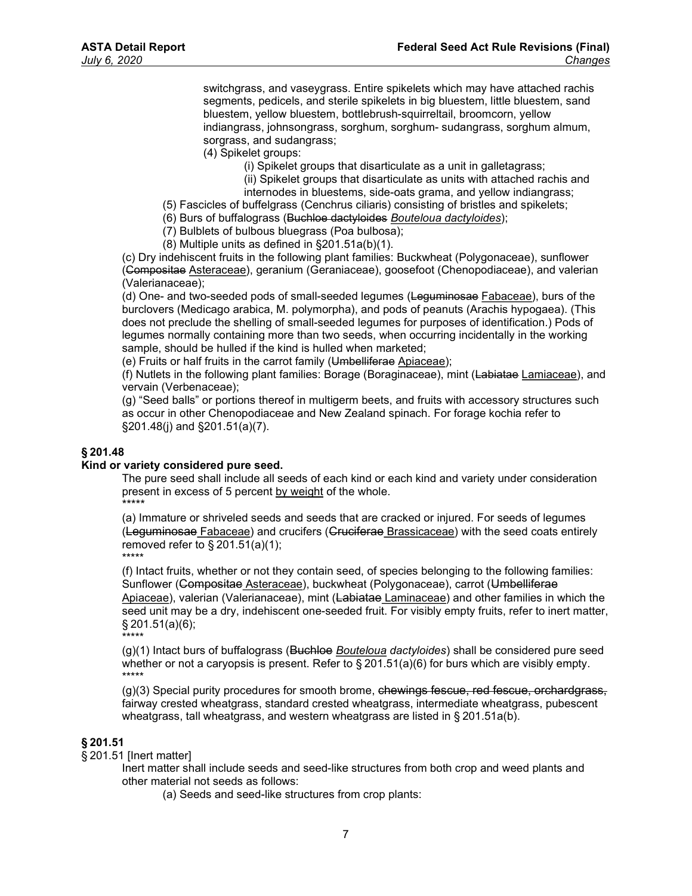switchgrass, and vaseygrass. Entire spikelets which may have attached rachis segments, pedicels, and sterile spikelets in big bluestem, little bluestem, sand bluestem, yellow bluestem, bottlebrush-squirreltail, broomcorn, yellow indiangrass, johnsongrass, sorghum, sorghum- sudangrass, sorghum almum, sorgrass, and sudangrass;

(4) Spikelet groups:

(i) Spikelet groups that disarticulate as a unit in galletagrass;

(ii) Spikelet groups that disarticulate as units with attached rachis and internodes in bluestems, side-oats grama, and yellow indiangrass;

(5) Fascicles of buffelgrass (Cenchrus ciliaris) consisting of bristles and spikelets;

(6) Burs of buffalograss (~~Buchloe dactyloides~~ <u>*Bouteloua dactyloides*</u>);

(7) Bulblets of bulbous bluegrass (Poa bulbosa);

(8) Multiple units as defined in §201.51a(b)(1).

(c) Dry indehiscent fruits in the following plant families: Buckwheat (Polygonaceae), sunflower (~~Compositae~~ <u>Asteraceae</u>), geranium (Geraniaceae), goosefoot (Chenopodiaceae), and valerian (Valerianaceae);

(d) One- and two-seeded pods of small-seeded legumes (~~Leguminosae~~ <u>Fabaceae</u>), burs of the burclovers (Medicago arabica, M. polymorpha), and pods of peanuts (Arachis hypogaea). (This does not preclude the shelling of small-seeded legumes for purposes of identification.) Pods of legumes normally containing more than two seeds, when occurring incidentally in the working sample, should be hulled if the kind is hulled when marketed;

(e) Fruits or half fruits in the carrot family (~~Umbelliferae~~ <u>Apiaceae</u>);

(f) Nutlets in the following plant families: Borage (Boraginaceae), mint (~~Labiatae~~ <u>Lamiaceae</u>), and vervain (Verbenaceae);

(g) "Seed balls" or portions thereof in multigerm beets, and fruits with accessory structures such as occur in other Chenopodiaceae and New Zealand spinach. For forage kochia refer to §201.48(j) and §201.51(a)(7).

**§ 201.48**

**Kind or variety considered pure seed.**

The pure seed shall include all seeds of each kind or each kind and variety under consideration present in excess of 5 percent <u>by weight</u> of the whole.

*****

(a) Immature or shriveled seeds and seeds that are cracked or injured. For seeds of legumes (~~Leguminosae~~ <u>Fabaceae</u>) and crucifers (~~Cruciferae~~ <u>Brassicaceae</u>) with the seed coats entirely removed refer to § 201.51(a)(1);

*****

(f) Intact fruits, whether or not they contain seed, of species belonging to the following families: Sunflower (~~Compositae~~ <u>Asteraceae</u>), buckwheat (Polygonaceae), carrot (~~Umbelliferae~~ <u>Apiaceae</u>), valerian (Valerianaceae), mint (~~Labiatae~~ <u>Laminaceae</u>) and other families in which the seed unit may be a dry, indehiscent one-seeded fruit. For visibly empty fruits, refer to inert matter, § 201.51(a)(6);

*****

(g)(1) Intact burs of buffalograss (~~Buchloe~~ *<u>Bouteloua</u> dactyloides*) shall be considered pure seed whether or not a caryopsis is present. Refer to § 201.51(a)(6) for burs which are visibly empty.

*****

(g)(3) Special purity procedures for smooth brome, ~~chewings fescue, red fescue, orchardgrass,~~ fairway crested wheatgrass, standard crested wheatgrass, intermediate wheatgrass, pubescent wheatgrass, tall wheatgrass, and western wheatgrass are listed in § 201.51a(b).

**§ 201.51**

§ 201.51 [Inert matter]

Inert matter shall include seeds and seed-like structures from both crop and weed plants and other material not seeds as follows:

(a) Seeds and seed-like structures from crop plants: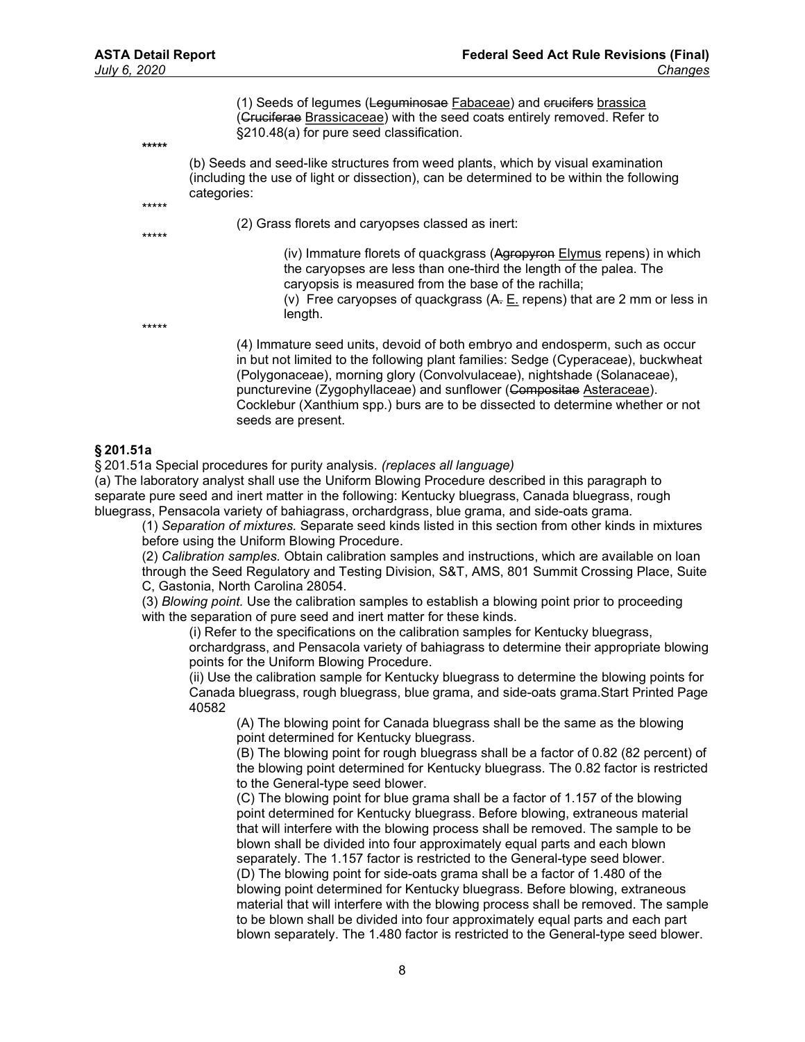(1) Seeds of legumes (~~Leguminosae~~ Fabaceae) and ~~crucifers~~ brassica (~~Cruciferae~~ Brassicaceae) with the seed coats entirely removed. Refer to §210.48(a) for pure seed classification.

*****

(b) Seeds and seed-like structures from weed plants, which by visual examination (including the use of light or dissection), can be determined to be within the following categories:

*****

(2) Grass florets and caryopses classed as inert:

*****

(iv) Immature florets of quackgrass (~~Agropyron~~ Elymus repens) in which the caryopses are less than one-third the length of the palea. The caryopsis is measured from the base of the rachilla;
(v) Free caryopses of quackgrass (~~A.~~ E. repens) that are 2 mm or less in length.

*****

(4) Immature seed units, devoid of both embryo and endosperm, such as occur in but not limited to the following plant families: Sedge (Cyperaceae), buckwheat (Polygonaceae), morning glory (Convolvulaceae), nightshade (Solanaceae), puncturevine (Zygophyllaceae) and sunflower (~~Compositae~~ Asteraceae). Cocklebur (Xanthium spp.) burs are to be dissected to determine whether or not seeds are present.

**§ 201.51a**

§ 201.51a Special procedures for purity analysis. *(replaces all language)*

(a) The laboratory analyst shall use the Uniform Blowing Procedure described in this paragraph to separate pure seed and inert matter in the following: Kentucky bluegrass, Canada bluegrass, rough bluegrass, Pensacola variety of bahiagrass, orchardgrass, blue grama, and side-oats grama.

(1) *Separation of mixtures.* Separate seed kinds listed in this section from other kinds in mixtures before using the Uniform Blowing Procedure.

(2) *Calibration samples.* Obtain calibration samples and instructions, which are available on loan through the Seed Regulatory and Testing Division, S&T, AMS, 801 Summit Crossing Place, Suite C, Gastonia, North Carolina 28054.

(3) *Blowing point.* Use the calibration samples to establish a blowing point prior to proceeding with the separation of pure seed and inert matter for these kinds.

(i) Refer to the specifications on the calibration samples for Kentucky bluegrass, orchardgrass, and Pensacola variety of bahiagrass to determine their appropriate blowing points for the Uniform Blowing Procedure.

(ii) Use the calibration sample for Kentucky bluegrass to determine the blowing points for Canada bluegrass, rough bluegrass, blue grama, and side-oats grama.Start Printed Page 40582

(A) The blowing point for Canada bluegrass shall be the same as the blowing point determined for Kentucky bluegrass.

(B) The blowing point for rough bluegrass shall be a factor of 0.82 (82 percent) of the blowing point determined for Kentucky bluegrass. The 0.82 factor is restricted to the General-type seed blower.

(C) The blowing point for blue grama shall be a factor of 1.157 of the blowing point determined for Kentucky bluegrass. Before blowing, extraneous material that will interfere with the blowing process shall be removed. The sample to be blown shall be divided into four approximately equal parts and each blown separately. The 1.157 factor is restricted to the General-type seed blower.

(D) The blowing point for side-oats grama shall be a factor of 1.480 of the blowing point determined for Kentucky bluegrass. Before blowing, extraneous material that will interfere with the blowing process shall be removed. The sample to be blown shall be divided into four approximately equal parts and each part blown separately. The 1.480 factor is restricted to the General-type seed blower.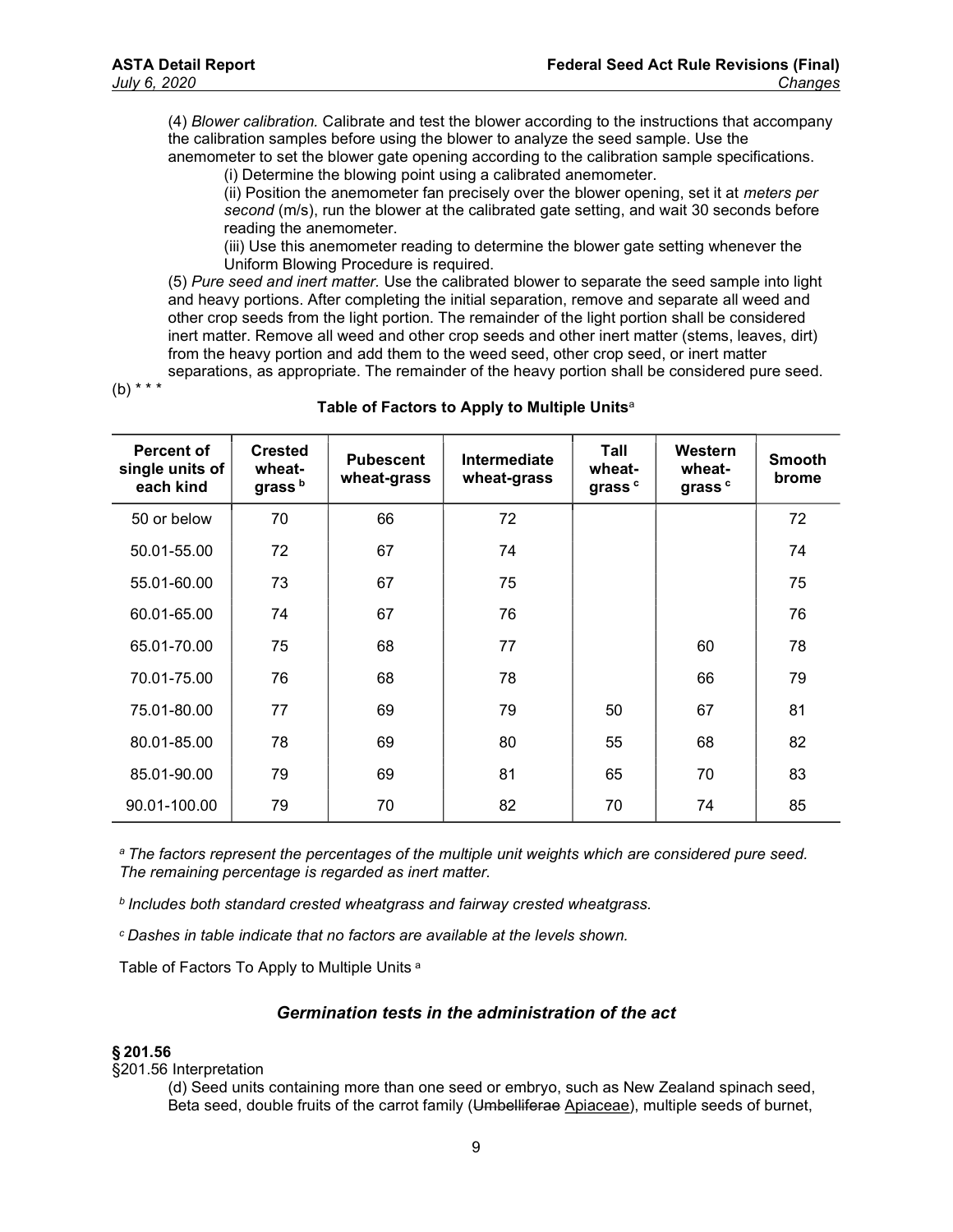(4) *Blower calibration.* Calibrate and test the blower according to the instructions that accompany the calibration samples before using the blower to analyze the seed sample. Use the anemometer to set the blower gate opening according to the calibration sample specifications.

(i) Determine the blowing point using a calibrated anemometer.

(ii) Position the anemometer fan precisely over the blower opening, set it at *meters per second* (m/s), run the blower at the calibrated gate setting, and wait 30 seconds before reading the anemometer.

(iii) Use this anemometer reading to determine the blower gate setting whenever the Uniform Blowing Procedure is required.

(5) *Pure seed and inert matter.* Use the calibrated blower to separate the seed sample into light and heavy portions. After completing the initial separation, remove and separate all weed and other crop seeds from the light portion. The remainder of the light portion shall be considered inert matter. Remove all weed and other crop seeds and other inert matter (stems, leaves, dirt) from the heavy portion and add them to the weed seed, other crop seed, or inert matter separations, as appropriate. The remainder of the heavy portion shall be considered pure seed.

(b) * * *

**Table of Factors to Apply to Multiple Units**[a]

| Percent of single units of each kind | Crested wheat-grass [b] | Pubescent wheat-grass | Intermediate wheat-grass | Tall wheat-grass [c] | Western wheat-grass [c] | Smooth brome |
|---|---|---|---|---|---|---|
| 50 or below | 70 | 66 | 72 | | | 72 |
| 50.01-55.00 | 72 | 67 | 74 | | | 74 |
| 55.01-60.00 | 73 | 67 | 75 | | | 75 |
| 60.01-65.00 | 74 | 67 | 76 | | | 76 |
| 65.01-70.00 | 75 | 68 | 77 | | 60 | 78 |
| 70.01-75.00 | 76 | 68 | 78 | | 66 | 79 |
| 75.01-80.00 | 77 | 69 | 79 | 50 | 67 | 81 |
| 80.01-85.00 | 78 | 69 | 80 | 55 | 68 | 82 |
| 85.01-90.00 | 79 | 69 | 81 | 65 | 70 | 83 |
| 90.01-100.00 | 79 | 70 | 82 | 70 | 74 | 85 |

[a] *The factors represent the percentages of the multiple unit weights which are considered pure seed. The remaining percentage is regarded as inert matter.*

[b] *Includes both standard crested wheatgrass and fairway crested wheatgrass.*

[c] *Dashes in table indicate that no factors are available at the levels shown.*

Table of Factors To Apply to Multiple Units [a]

### *Germination tests in the administration of the act*

**§ 201.56**

§201.56 Interpretation

(d) Seed units containing more than one seed or embryo, such as New Zealand spinach seed, Beta seed, double fruits of the carrot family (~~Umbelliferae~~ Apiaceae), multiple seeds of burnet,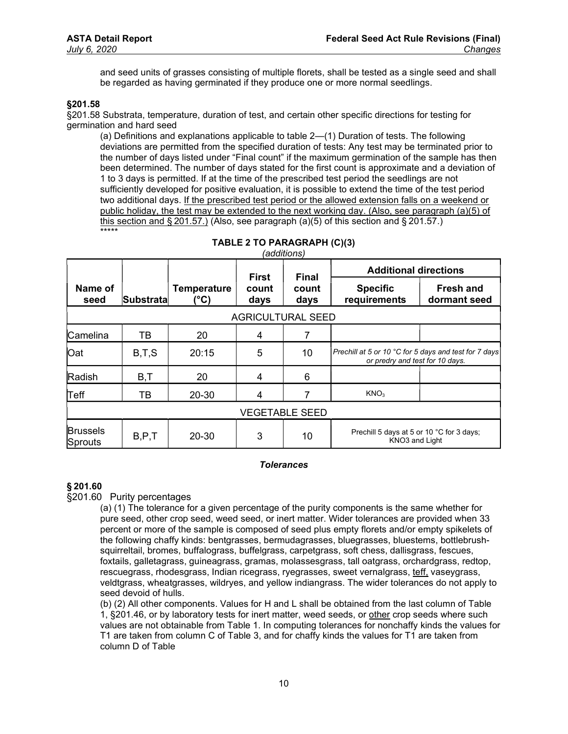and seed units of grasses consisting of multiple florets, shall be tested as a single seed and shall be regarded as having germinated if they produce one or more normal seedlings.

### §201.58

§201.58 Substrata, temperature, duration of test, and certain other specific directions for testing for germination and hard seed

(a) Definitions and explanations applicable to table 2—(1) Duration of tests. The following deviations are permitted from the specified duration of tests: Any test may be terminated prior to the number of days listed under "Final count" if the maximum germination of the sample has then been determined. The number of days stated for the first count is approximate and a deviation of 1 to 3 days is permitted. If at the time of the prescribed test period the seedlings are not sufficiently developed for positive evaluation, it is possible to extend the time of the test period two additional days. If the prescribed test period or the allowed extension falls on a weekend or public holiday, the test may be extended to the next working day. (Also, see paragraph (a)(5) of this section and § 201.57.) (Also, see paragraph (a)(5) of this section and § 201.57.)
*****

**TABLE 2 TO PARAGRAPH (C)(3)**

*(additions)*

| Name of seed | Substrata | Temperature (°C) | First count days | Final count days | Additional directions | |
|---|---|---|---|---|---|---|
| | | | | | Specific requirements | Fresh and dormant seed |
| AGRICULTURAL SEED | | | | | | |
| Camelina | TB | 20 | 4 | 7 | | |
| Oat | B,T,S | 20:15 | 5 | 10 | *Prechill at 5 or 10 °C for 5 days and test for 7 days or predry and test for 10 days.* | |
| Radish | B,T | 20 | 4 | 6 | | |
| Teff | TB | 20-30 | 4 | 7 | $KNO_3$ | |
| VEGETABLE SEED | | | | | | |
| Brussels Sprouts | B,P,T | 20-30 | 3 | 10 | Prechill 5 days at 5 or 10 °C for 3 days; KNO3 and Light | |

***Tolerances***

### § 201.60

§201.60 Purity percentages

(a) (1) The tolerance for a given percentage of the purity components is the same whether for pure seed, other crop seed, weed seed, or inert matter. Wider tolerances are provided when 33 percent or more of the sample is composed of seed plus empty florets and/or empty spikelets of the following chaffy kinds: bentgrasses, bermudagrasses, bluegrasses, bluestems, bottlebrush-squirreltail, bromes, buffalograss, buffelgrass, carpetgrass, soft chess, dallisgrass, fescues, foxtails, galletagrass, guineagrass, gramas, molassesgrass, tall oatgrass, orchardgrass, redtop, rescuegrass, rhodesgrass, Indian ricegrass, ryegrasses, sweet vernalgrass, teff, vaseygrass, veldtgrass, wheatgrasses, wildryes, and yellow indiangrass. The wider tolerances do not apply to seed devoid of hulls.

(b) (2) All other components. Values for H and L shall be obtained from the last column of Table 1, §201.46, or by laboratory tests for inert matter, weed seeds, or other crop seeds where such values are not obtainable from Table 1. In computing tolerances for nonchaffy kinds the values for T1 are taken from column C of Table 3, and for chaffy kinds the values for T1 are taken from column D of Table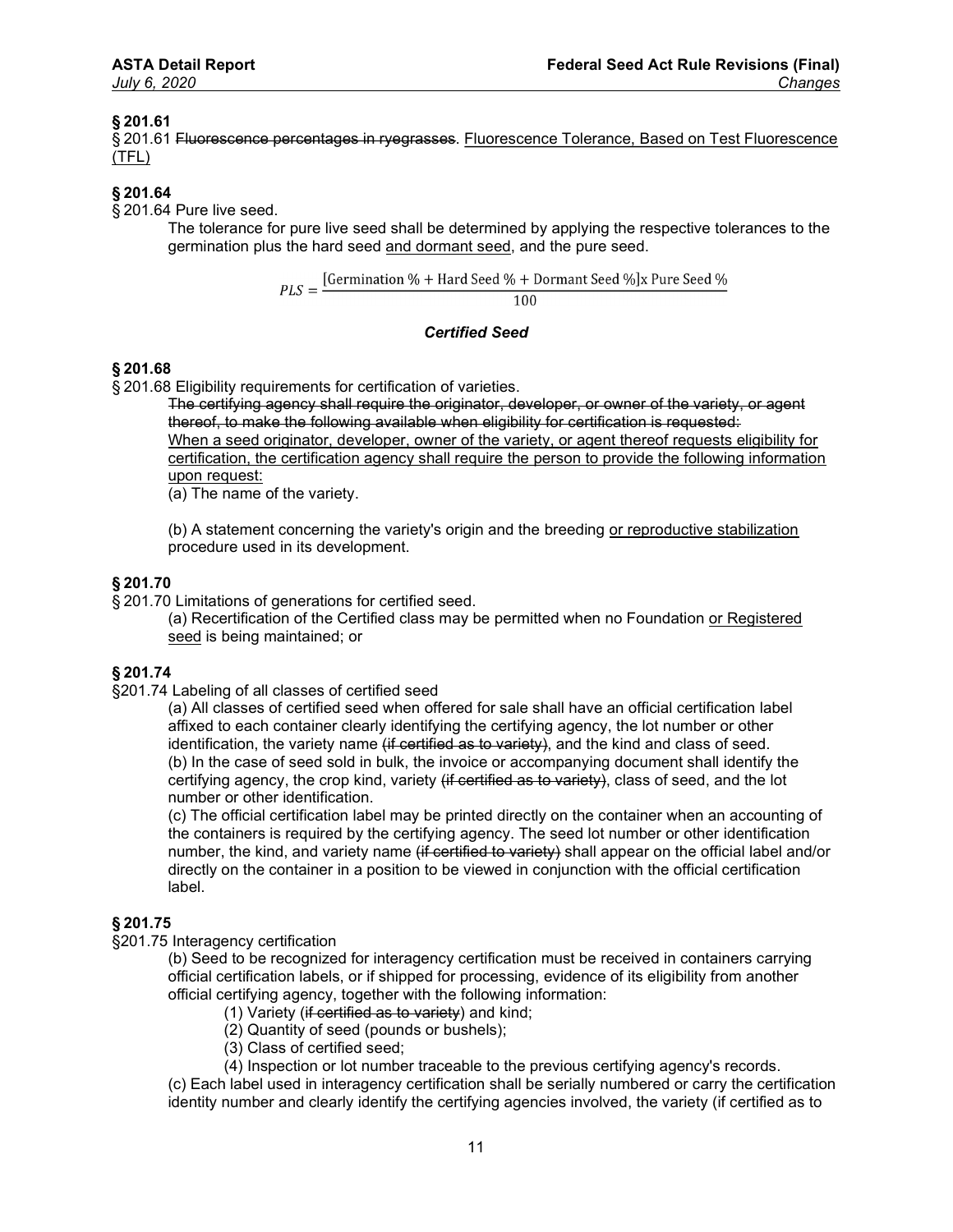### § 201.61

§ 201.61 ~~Fluorescence percentages in ryegrasses~~. <u>Fluorescence Tolerance, Based on Test Fluorescence (TFL)</u>

### § 201.64

§ 201.64 Pure live seed.

The tolerance for pure live seed shall be determined by applying the respective tolerances to the germination plus the hard seed <u>and dormant seed</u>, and the pure seed.

$$PLS = \frac{[\text{Germination } \% + \text{Hard Seed } \% + \text{Dormant Seed } \%] \text{x Pure Seed } \%}{100}$$

***Certified Seed***

### § 201.68

§ 201.68 Eligibility requirements for certification of varieties.

~~The certifying agency shall require the originator, developer, or owner of the variety, or agent thereof, to make the following available when eligibility for certification is requested:~~

<u>When a seed originator, developer, owner of the variety, or agent thereof requests eligibility for certification, the certification agency shall require the person to provide the following information upon request:</u>

(a) The name of the variety.

(b) A statement concerning the variety's origin and the breeding <u>or reproductive stabilization</u> procedure used in its development.

### § 201.70

§ 201.70 Limitations of generations for certified seed.

(a) Recertification of the Certified class may be permitted when no Foundation <u>or Registered seed</u> is being maintained; or

### § 201.74

§201.74 Labeling of all classes of certified seed

(a) All classes of certified seed when offered for sale shall have an official certification label affixed to each container clearly identifying the certifying agency, the lot number or other identification, the variety name ~~(if certified as to variety)~~, and the kind and class of seed.
(b) In the case of seed sold in bulk, the invoice or accompanying document shall identify the certifying agency, the crop kind, variety ~~(if certified as to variety)~~, class of seed, and the lot number or other identification.
(c) The official certification label may be printed directly on the container when an accounting of the containers is required by the certifying agency. The seed lot number or other identification number, the kind, and variety name ~~(if certified to variety)~~ shall appear on the official label and/or directly on the container in a position to be viewed in conjunction with the official certification label.

### § 201.75

§201.75 Interagency certification

(b) Seed to be recognized for interagency certification must be received in containers carrying official certification labels, or if shipped for processing, evidence of its eligibility from another official certifying agency, together with the following information:

(1) Variety (~~if certified as to variety~~) and kind;
(2) Quantity of seed (pounds or bushels);
(3) Class of certified seed;
(4) Inspection or lot number traceable to the previous certifying agency's records.

(c) Each label used in interagency certification shall be serially numbered or carry the certification identity number and clearly identify the certifying agencies involved, the variety (if certified as to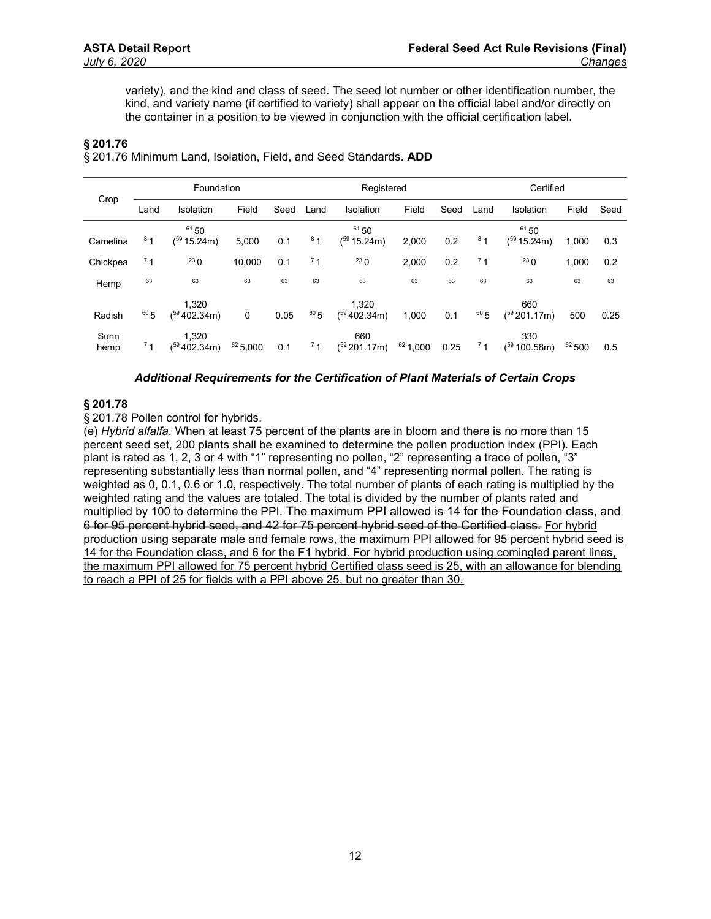variety), and the kind and class of seed. The seed lot number or other identification number, the kind, and variety name (~~if certified to variety~~) shall appear on the official label and/or directly on the container in a position to be viewed in conjunction with the official certification label.

## § 201.76

§ 201.76 Minimum Land, Isolation, Field, and Seed Standards. **ADD**

| Crop | Foundation | | | | Registered | | | | Certified | | | |
|---|---|---|---|---|---|---|---|---|---|---|---|---|
| | Land | Isolation | Field | Seed | Land | Isolation | Field | Seed | Land | Isolation | Field | Seed |
| Camelina | [8] 1 | [61] 50 ([59] 15.24m) | 5,000 | 0.1 | [8] 1 | [61] 50 ([59] 15.24m) | 2,000 | 0.2 | [8] 1 | [61] 50 ([59] 15.24m) | 1,000 | 0.3 |
| Chickpea | [7] 1 | [23] 0 | 10,000 | 0.1 | [7] 1 | [23] 0 | 2,000 | 0.2 | [7] 1 | [23] 0 | 1,000 | 0.2 |
| Hemp | [63] | [63] | [63] | [63] | [63] | [63] | [63] | [63] | [63] | [63] | [63] | [63] |
| Radish | [60] 5 | 1,320 ([59] 402.34m) | 0 | 0.05 | [60] 5 | 1,320 ([59] 402.34m) | 1,000 | 0.1 | [60] 5 | 660 ([59] 201.17m) | 500 | 0.25 |
| Sunn hemp | [7] 1 | 1,320 ([59] 402.34m) | [62] 5,000 | 0.1 | [7] 1 | 660 ([59] 201.17m) | [62] 1,000 | 0.25 | [7] 1 | 330 ([59] 100.58m) | [62] 500 | 0.5 |

### *Additional Requirements for the Certification of Plant Materials of Certain Crops*

## § 201.78

§ 201.78 Pollen control for hybrids.

(e) *Hybrid alfalfa.* When at least 75 percent of the plants are in bloom and there is no more than 15 percent seed set, 200 plants shall be examined to determine the pollen production index (PPI). Each plant is rated as 1, 2, 3 or 4 with "1" representing no pollen, "2" representing a trace of pollen, "3" representing substantially less than normal pollen, and "4" representing normal pollen. The rating is weighted as 0, 0.1, 0.6 or 1.0, respectively. The total number of plants of each rating is multiplied by the weighted rating and the values are totaled. The total is divided by the number of plants rated and multiplied by 100 to determine the PPI. ~~The maximum PPI allowed is 14 for the Foundation class, and 6 for 95 percent hybrid seed, and 42 for 75 percent hybrid seed of the Certified class.~~ <u>For hybrid production using separate male and female rows, the maximum PPI allowed for 95 percent hybrid seed is 14 for the Foundation class, and 6 for the F1 hybrid. For hybrid production using comingled parent lines, the maximum PPI allowed for 75 percent hybrid Certified class seed is 25, with an allowance for blending to reach a PPI of 25 for fields with a PPI above 25, but no greater than 30.</u>